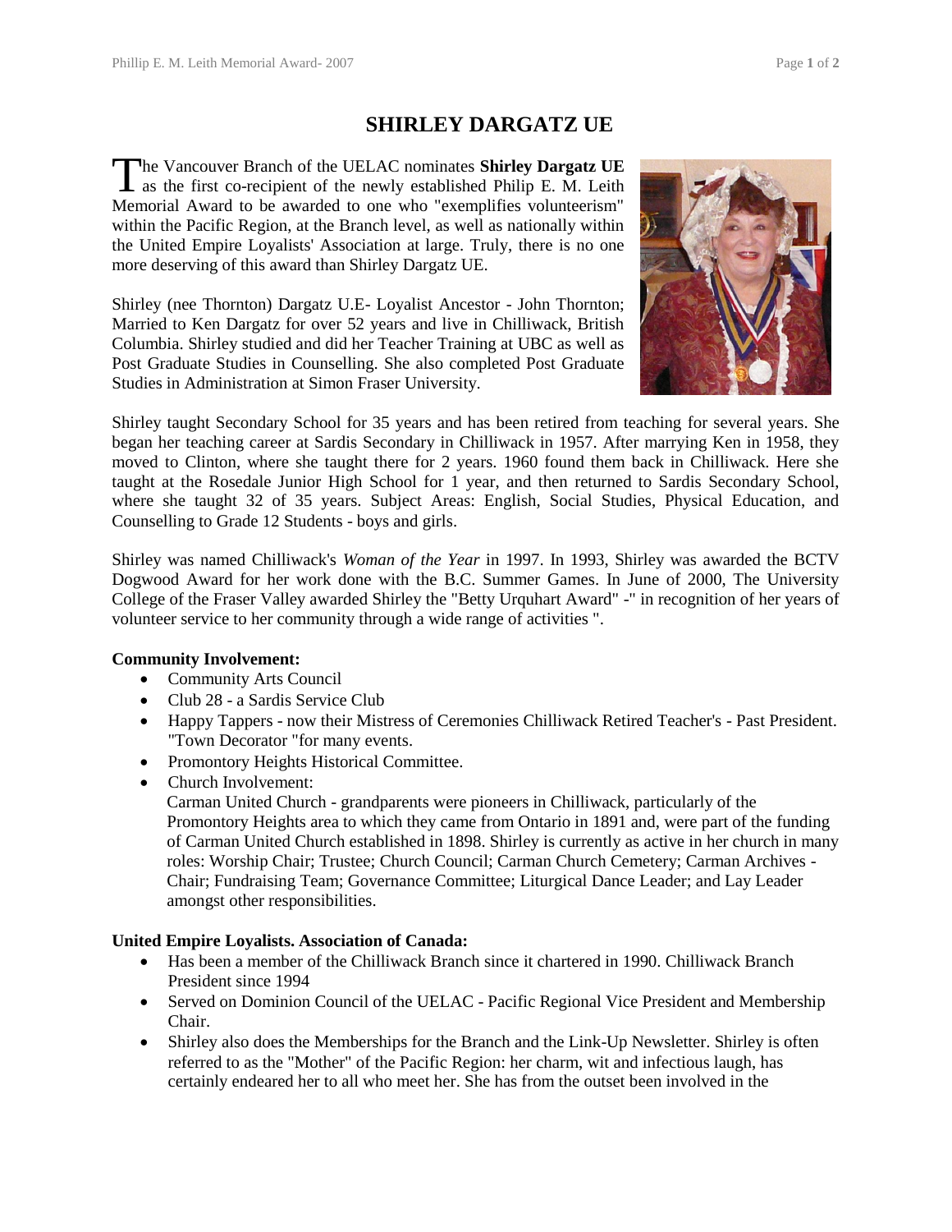# SHIRLEY DARGATZ UE

The Vancouver Branch of the UELAC nominates **Shirley Dargatz UE** as the first co-recipient of the newly established Philip E. M. Leith Memorial Award to be awarded to one who "exemplifies volunteerism" within the Pacific Region, at the Branch level, as well as nationally within the United Empire Loyalists' Association at large. Truly, there is no one more deserving of this award than Shirley Dargatz UE.

Shirley (nee Thornton) Dargatz U.E- Loyalist Ancestor - John Thornton; Married to Ken Dargatz for over 52 years and live in Chilliwack, British Columbia. Shirley studied and did her Teacher Training at UBC as well as Post Graduate Studies in Counselling. She also completed Post Graduate Studies in Administration at Simon Fraser University.

Shirley taught Secondary School for 35 years and has been retired from teaching for several years. She began her teaching career at Sardis Secondary in Chilliwack in 1957. After marrying Ken in 1958, they moved to Clinton, where she taught there for 2 years. 1960 found them back in Chilliwack. Here she taught at the Rosedale Junior High School for 1 year, and then returned to Sardis Secondary School, where she taught 32 of 35 years. Subject Areas: English, Social Studies, Physical Education, and Counselling to Grade 12 Students - boys and girls.

Shirley was named Chilliwack's *Woman of the Year* in 1997. In 1993, Shirley was awarded the BCTV Dogwood Award for her work done with the B.C. Summer Games. In June of 2000, The University College of the Fraser Valley awarded Shirley the "Betty Urquhart Award" -" in recognition of her years of volunteer service to her community through a wide range of activities ".

**Community Involvement:**

- Community Arts Council
- Club 28 - a Sardis Service Club
- Happy Tappers - now their Mistress of Ceremonies Chilliwack Retired Teacher's - Past President. "Town Decorator "for many events.
- Promontory Heights Historical Committee.
- Church Involvement:
  Carman United Church - grandparents were pioneers in Chilliwack, particularly of the Promontory Heights area to which they came from Ontario in 1891 and, were part of the funding of Carman United Church established in 1898. Shirley is currently as active in her church in many roles: Worship Chair; Trustee; Church Council; Carman Church Cemetery; Carman Archives - Chair; Fundraising Team; Governance Committee; Liturgical Dance Leader; and Lay Leader amongst other responsibilities.

**United Empire Loyalists. Association of Canada:**

- Has been a member of the Chilliwack Branch since it chartered in 1990. Chilliwack Branch President since 1994
- Served on Dominion Council of the UELAC - Pacific Regional Vice President and Membership Chair.
- Shirley also does the Memberships for the Branch and the Link-Up Newsletter. Shirley is often referred to as the "Mother" of the Pacific Region: her charm, wit and infectious laugh, has certainly endeared her to all who meet her. She has from the outset been involved in the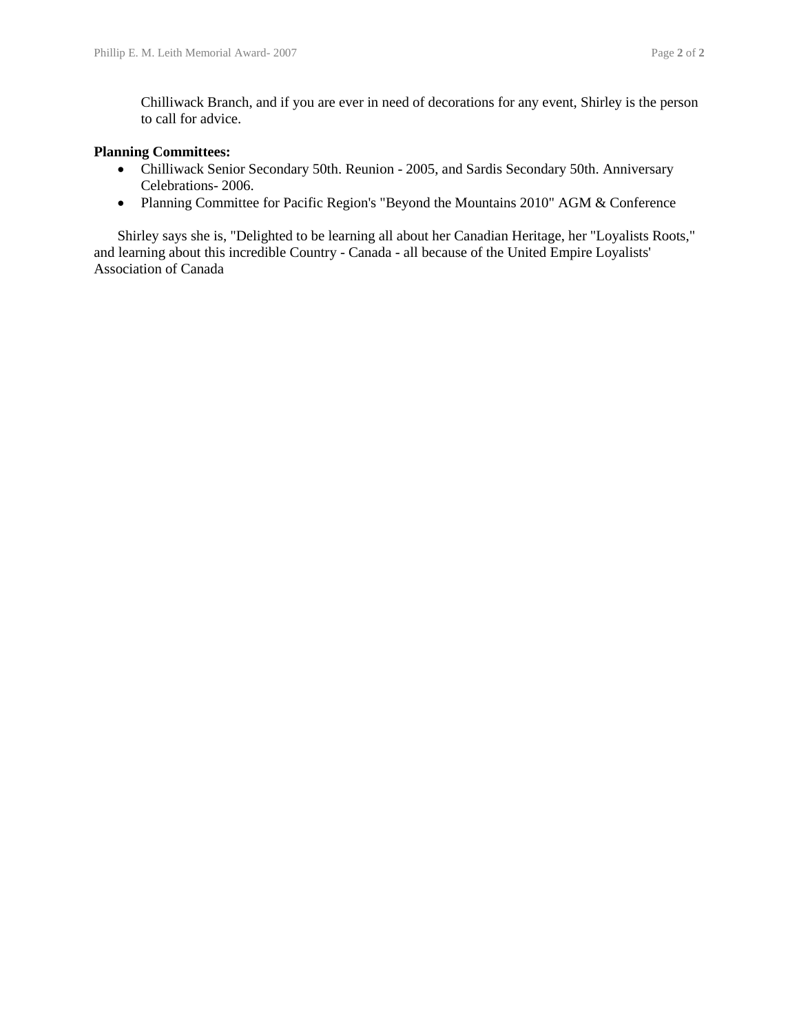Chilliwack Branch, and if you are ever in need of decorations for any event, Shirley is the person to call for advice.

**Planning Committees:**

- Chilliwack Senior Secondary 50th. Reunion - 2005, and Sardis Secondary 50th. Anniversary Celebrations- 2006.
- Planning Committee for Pacific Region's "Beyond the Mountains 2010" AGM & Conference

Shirley says she is, "Delighted to be learning all about her Canadian Heritage, her "Loyalists Roots," and learning about this incredible Country - Canada - all because of the United Empire Loyalists' Association of Canada